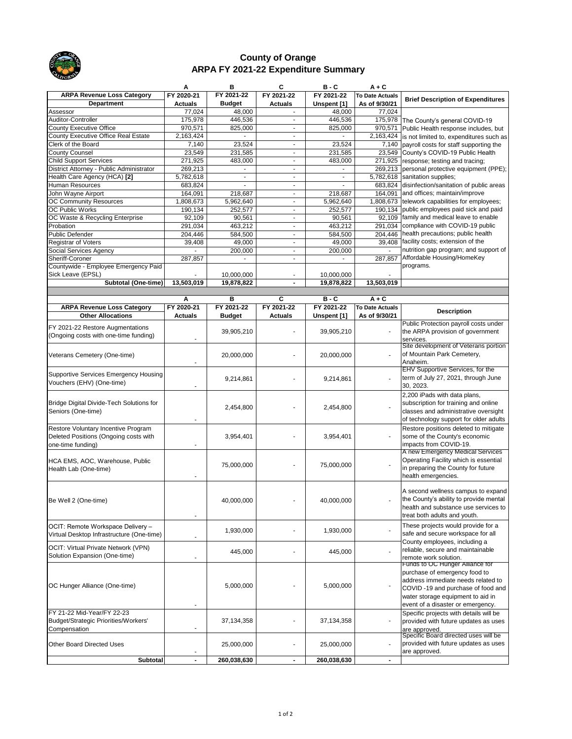# County of Orange
## ARPA FY 2021-22 Expenditure Summary

| | A | B | C | B - C | A + C | |
|---|---|---|---|---|---|---|
| **ARPA Revenue Loss Category** | **FY 2020-21** | **FY 2021-22** | **FY 2021-22** | **FY 2021-22** | **To Date Actuals** | **Brief Description of Expenditures** |
| **Department** | **Actuals** | **Budget** | **Actuals** | **Unspent [1]** | **As of 9/30/21** | |
| Assessor | 77,024 | 48,000 | - | 48,000 | 77,024 | The County's general COVID-19 Public Health response includes, but is not limited to, expenditures such as payroll costs for staff supporting the County's COVID-19 Public Health response; testing and tracing; personal protective equipment (PPE); sanitation supplies; disinfection/sanitation of public areas and offices; maintain/improve telework capabilities for employees; public employees paid sick and paid family and medical leave to enable compliance with COVID-19 public health precautions; public health facility costs; extension of the nutrition gap program; and support of Affordable Housing/HomeKey programs. |
| Auditor-Controller | 175,978 | 446,536 | - | 446,536 | 175,978 | |
| County Executive Office | 970,571 | 825,000 | - | 825,000 | 970,571 | |
| County Executive Office Real Estate | 2,163,424 | - | - | - | 2,163,424 | |
| Clerk of the Board | 7,140 | 23,524 | - | 23,524 | 7,140 | |
| County Counsel | 23,549 | 231,585 | - | 231,585 | 23,549 | |
| Child Support Services | 271,925 | 483,000 | - | 483,000 | 271,925 | |
| District Attorney - Public Administrator | 269,213 | - | - | - | 269,213 | |
| Health Care Agency (HCA) **[2]** | 5,782,618 | - | - | - | 5,782,618 | |
| Human Resources | 683,824 | - | - | - | 683,824 | |
| John Wayne Airport | 164,091 | 218,687 | - | 218,687 | 164,091 | |
| OC Community Resources | 1,808,673 | 5,962,640 | - | 5,962,640 | 1,808,673 | |
| OC Public Works | 190,134 | 252,577 | - | 252,577 | 190,134 | |
| OC Waste & Recycling Enterprise | 92,109 | 90,561 | - | 90,561 | 92,109 | |
| Probation | 291,034 | 463,212 | - | 463,212 | 291,034 | |
| Public Defender | 204,446 | 584,500 | - | 584,500 | 204,446 | |
| Registrar of Voters | 39,408 | 49,000 | - | 49,000 | 39,408 | |
| Social Services Agency | - | 200,000 | - | 200,000 | - | |
| Sheriff-Coroner | 287,857 | - | - | - | 287,857 | |
| Countywide - Employee Emergency Paid Sick Leave (EPSL) | - | 10,000,000 | - | 10,000,000 | - | |
| **Subtotal (One-time)** | **13,503,019** | **19,878,822** | **-** | **19,878,822** | **13,503,019** | |

| | A | B | C | B - C | A + C | |
|---|---|---|---|---|---|---|
| **ARPA Revenue Loss Category** | **FY 2020-21** | **FY 2021-22** | **FY 2021-22** | **FY 2021-22** | **To Date Actuals** | **Description** |
| **Other Allocations** | **Actuals** | **Budget** | **Actuals** | **Unspent [1]** | **As of 9/30/21** | |
| FY 2021-22 Restore Augmentations (Ongoing costs with one-time funding) | - | 39,905,210 | - | 39,905,210 | - | Public Protection payroll costs under the ARPA provision of government services. |
| Veterans Cemetery (One-time) | - | 20,000,000 | - | 20,000,000 | - | Site development of Veterans portion of Mountain Park Cemetery, Anaheim. |
| Supportive Services Emergency Housing Vouchers (EHV) (One-time) | - | 9,214,861 | - | 9,214,861 | - | EHV Supportive Services, for the term of July 27, 2021, through June 30, 2023. |
| Bridge Digital Divide-Tech Solutions for Seniors (One-time) | - | 2,454,800 | - | 2,454,800 | - | 2,200 iPads with data plans, subscription for training and online classes and administrative oversight of technology support for older adults |
| Restore Voluntary Incentive Program Deleted Positions (Ongoing costs with one-time funding) | - | 3,954,401 | - | 3,954,401 | - | Restore positions deleted to mitigate some of the County's economic impacts from COVID-19. |
| HCA EMS, AOC, Warehouse, Public Health Lab (One-time) | - | 75,000,000 | - | 75,000,000 | - | A new Emergency Medical Services Operating Facility which is essential in preparing the County for future health emergencies. |
| Be Well 2 (One-time) | - | 40,000,000 | - | 40,000,000 | - | A second wellness campus to expand the County's ability to provide mental health and substance use services to treat both adults and youth. |
| OCIT: Remote Workspace Delivery – Virtual Desktop Infrastructure (One-time) | - | 1,930,000 | - | 1,930,000 | - | These projects would provide for a safe and secure workspace for all County employees, including a reliable, secure and maintainable remote work solution. |
| OCIT: Virtual Private Network (VPN) Solution Expansion (One-time) | - | 445,000 | - | 445,000 | - | |
| OC Hunger Alliance (One-time) | - | 5,000,000 | - | 5,000,000 | - | Funds to OC Hunger Alliance for purchase of emergency food to address immediate needs related to COVID -19 and purchase of food and water storage equipment to aid in event of a disaster or emergency. |
| FY 21-22 Mid-Year/FY 22-23 Budget/Strategic Priorities/Workers' Compensation | - | 37,134,358 | - | 37,134,358 | - | Specific projects with details will be provided with future updates as uses are approved. |
| Other Board Directed Uses | - | 25,000,000 | - | 25,000,000 | - | Specific Board directed uses will be provided with future updates as uses are approved. |
| **Subtotal** | **-** | **260,038,630** | **-** | **260,038,630** | **-** | |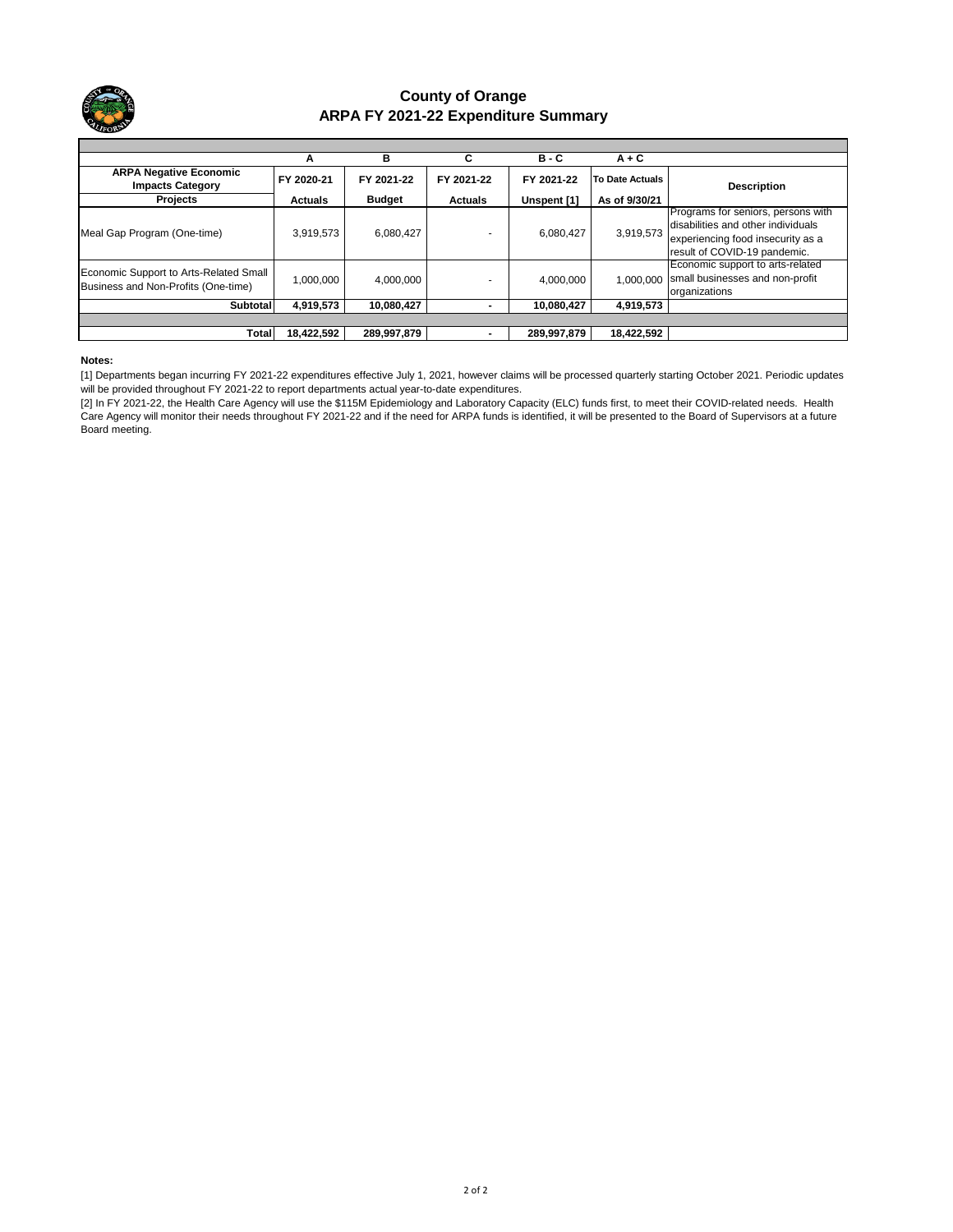# County of Orange
## ARPA FY 2021-22 Expenditure Summary

| | A | B | C | B - C | A + C | |
|---|---|---|---|---|---|---|
| **ARPA Negative Economic Impacts Category** | **FY 2020-21** | **FY 2021-22** | **FY 2021-22** | **FY 2021-22** | **To Date Actuals** | **Description** |
| **Projects** | **Actuals** | **Budget** | **Actuals** | **Unspent [1]** | **As of 9/30/21** | |
| Meal Gap Program (One-time) | 3,919,573 | 6,080,427 | - | 6,080,427 | 3,919,573 | Programs for seniors, persons with disabilities and other individuals experiencing food insecurity as a result of COVID-19 pandemic. |
| Economic Support to Arts-Related Small Business and Non-Profits (One-time) | 1,000,000 | 4,000,000 | - | 4,000,000 | 1,000,000 | Economic support to arts-related small businesses and non-profit organizations |
| **Subtotal** | **4,919,573** | **10,080,427** | **-** | **10,080,427** | **4,919,573** | |
| | | | | | | |
| **Total** | **18,422,592** | **289,997,879** | **-** | **289,997,879** | **18,422,592** | |

**Notes:**

[1] Departments began incurring FY 2021-22 expenditures effective July 1, 2021, however claims will be processed quarterly starting October 2021. Periodic updates will be provided throughout FY 2021-22 to report departments actual year-to-date expenditures.

[2] In FY 2021-22, the Health Care Agency will use the $115M Epidemiology and Laboratory Capacity (ELC) funds first, to meet their COVID-related needs. Health Care Agency will monitor their needs throughout FY 2021-22 and if the need for ARPA funds is identified, it will be presented to the Board of Supervisors at a future Board meeting.